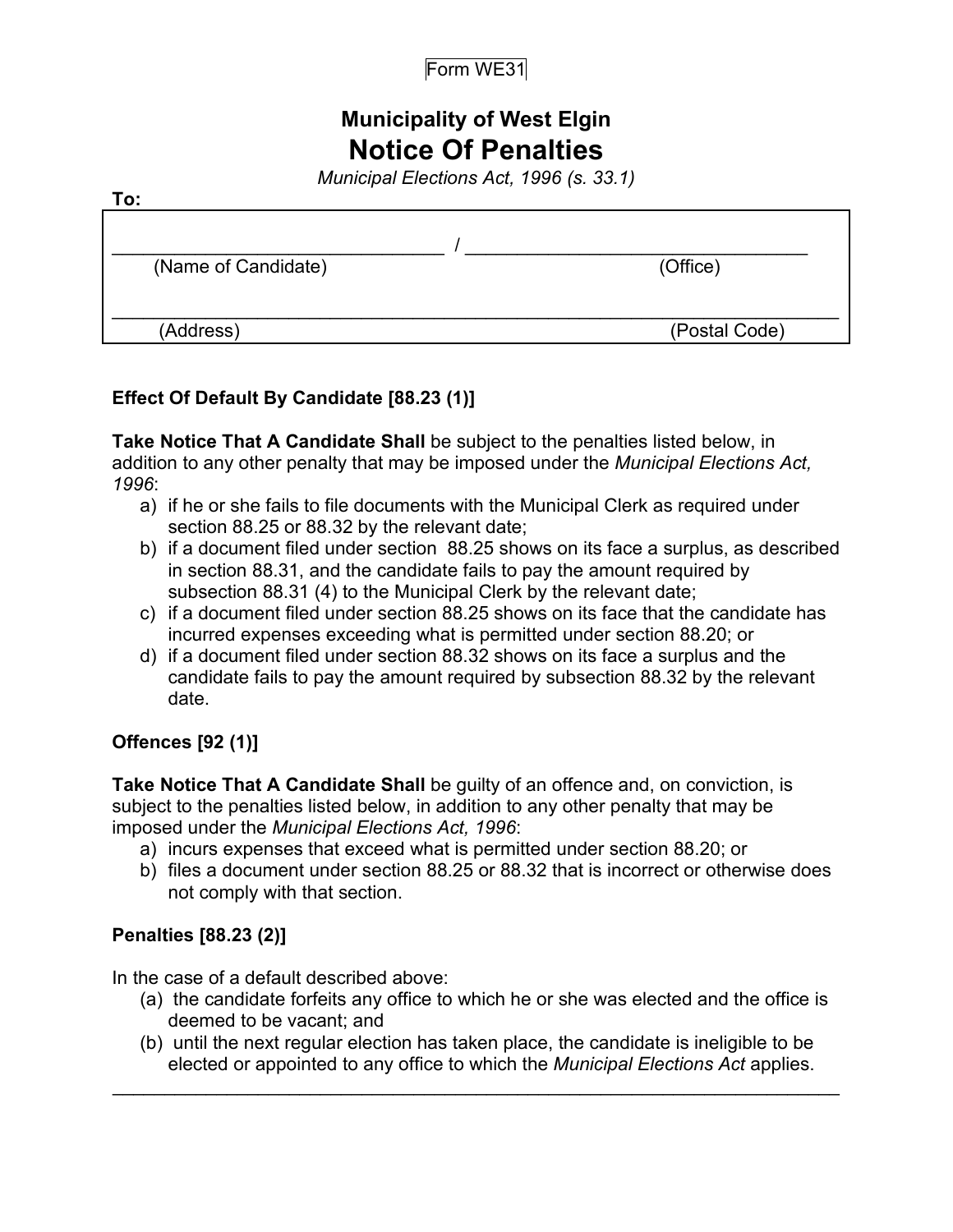Form WE31

# Municipality of West Elgin

# Notice Of Penalties

*Municipal Elections Act, 1996 (s. 33.1)*

**To:**

| | |
|---|---|
| ______________________________ / ______________________________ | |
| (Name of Candidate) | (Office) |
| ____________________________________________________________ | |
| (Address) | (Postal Code) |

**Effect Of Default By Candidate [88.23 (1)]**

**Take Notice That A Candidate Shall** be subject to the penalties listed below, in addition to any other penalty that may be imposed under the *Municipal Elections Act, 1996*:

a) if he or she fails to file documents with the Municipal Clerk as required under section 88.25 or 88.32 by the relevant date;
b) if a document filed under section 88.25 shows on its face a surplus, as described in section 88.31, and the candidate fails to pay the amount required by subsection 88.31 (4) to the Municipal Clerk by the relevant date;
c) if a document filed under section 88.25 shows on its face that the candidate has incurred expenses exceeding what is permitted under section 88.20; or
d) if a document filed under section 88.32 shows on its face a surplus and the candidate fails to pay the amount required by subsection 88.32 by the relevant date.

**Offences [92 (1)]**

**Take Notice That A Candidate Shall** be guilty of an offence and, on conviction, is subject to the penalties listed below, in addition to any other penalty that may be imposed under the *Municipal Elections Act, 1996*:

a) incurs expenses that exceed what is permitted under section 88.20; or
b) files a document under section 88.25 or 88.32 that is incorrect or otherwise does not comply with that section.

**Penalties [88.23 (2)]**

In the case of a default described above:

(a) the candidate forfeits any office to which he or she was elected and the office is deemed to be vacant; and
(b) until the next regular election has taken place, the candidate is ineligible to be elected or appointed to any office to which the *Municipal Elections Act* applies.

---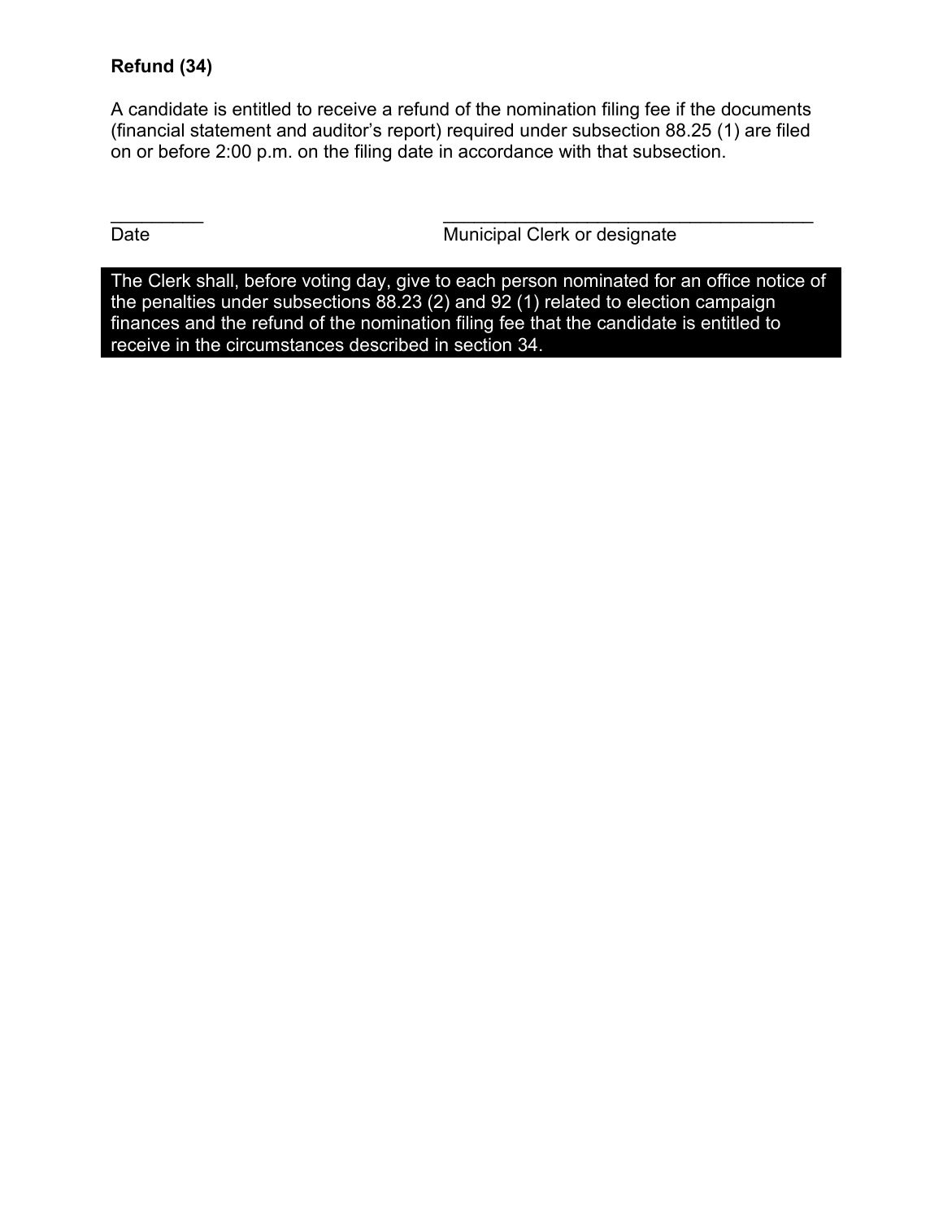**Refund (34)**

A candidate is entitled to receive a refund of the nomination filing fee if the documents (financial statement and auditor's report) required under subsection 88.25 (1) are filed on or before 2:00 p.m. on the filing date in accordance with that subsection.

| | |
|---|---|
| _________ | _______________________________________ |
| Date | Municipal Clerk or designate |

The Clerk shall, before voting day, give to each person nominated for an office notice of the penalties under subsections 88.23 (2) and 92 (1) related to election campaign finances and the refund of the nomination filing fee that the candidate is entitled to receive in the circumstances described in section 34.